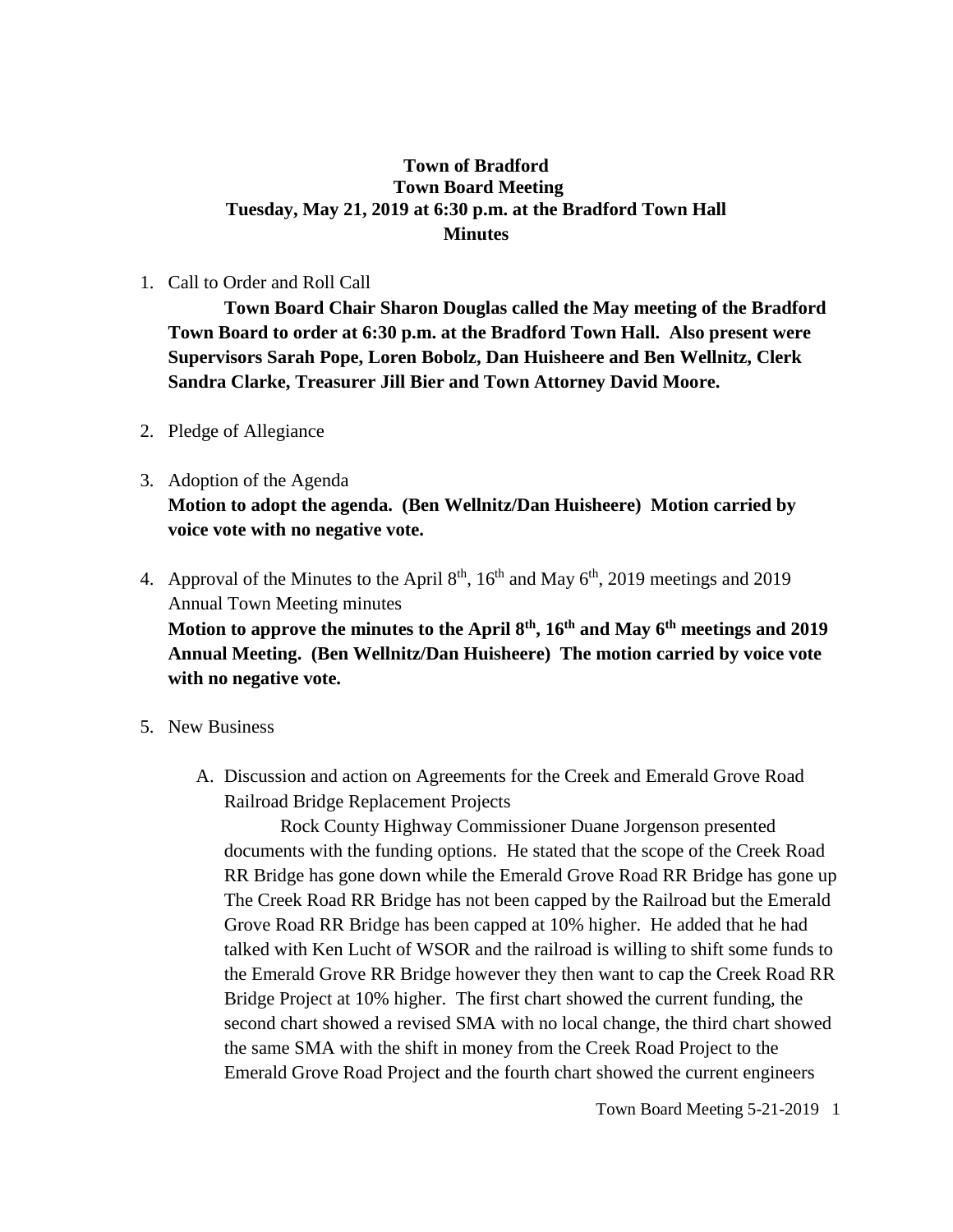**Town of Bradford**
**Town Board Meeting**
**Tuesday, May 21, 2019 at 6:30 p.m. at the Bradford Town Hall**
**Minutes**

1. Call to Order and Roll Call

   **Town Board Chair Sharon Douglas called the May meeting of the Bradford Town Board to order at 6:30 p.m. at the Bradford Town Hall. Also present were Supervisors Sarah Pope, Loren Bobolz, Dan Huisheere and Ben Wellnitz, Clerk Sandra Clarke, Treasurer Jill Bier and Town Attorney David Moore.**

2. Pledge of Allegiance

3. Adoption of the Agenda

   **Motion to adopt the agenda. (Ben Wellnitz/Dan Huisheere) Motion carried by voice vote with no negative vote.**

4. Approval of the Minutes to the April 8th, 16th and May 6th, 2019 meetings and 2019 Annual Town Meeting minutes

   **Motion to approve the minutes to the April 8th, 16th and May 6th meetings and 2019 Annual Meeting. (Ben Wellnitz/Dan Huisheere) The motion carried by voice vote with no negative vote.**

5. New Business

   A. Discussion and action on Agreements for the Creek and Emerald Grove Road Railroad Bridge Replacement Projects

      Rock County Highway Commissioner Duane Jorgenson presented documents with the funding options. He stated that the scope of the Creek Road RR Bridge has gone down while the Emerald Grove Road RR Bridge has gone up The Creek Road RR Bridge has not been capped by the Railroad but the Emerald Grove Road RR Bridge has been capped at 10% higher. He added that he had talked with Ken Lucht of WSOR and the railroad is willing to shift some funds to the Emerald Grove RR Bridge however they then want to cap the Creek Road RR Bridge Project at 10% higher. The first chart showed the current funding, the second chart showed a revised SMA with no local change, the third chart showed the same SMA with the shift in money from the Creek Road Project to the Emerald Grove Road Project and the fourth chart showed the current engineers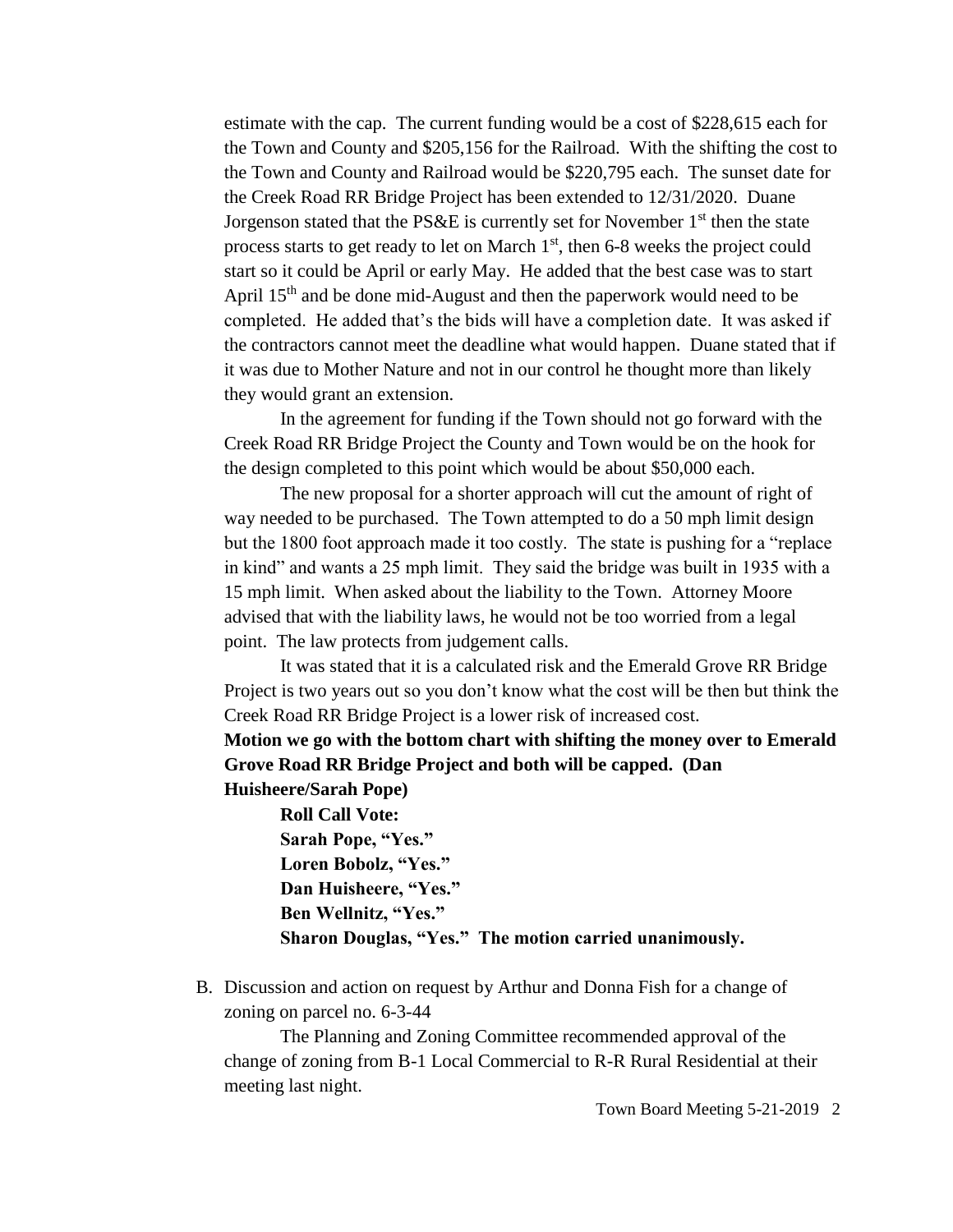estimate with the cap. The current funding would be a cost of $228,615 each for the Town and County and $205,156 for the Railroad. With the shifting the cost to the Town and County and Railroad would be $220,795 each. The sunset date for the Creek Road RR Bridge Project has been extended to 12/31/2020. Duane Jorgenson stated that the PS&E is currently set for November 1st then the state process starts to get ready to let on March 1st, then 6-8 weeks the project could start so it could be April or early May. He added that the best case was to start April 15th and be done mid-August and then the paperwork would need to be completed. He added that's the bids will have a completion date. It was asked if the contractors cannot meet the deadline what would happen. Duane stated that if it was due to Mother Nature and not in our control he thought more than likely they would grant an extension.

In the agreement for funding if the Town should not go forward with the Creek Road RR Bridge Project the County and Town would be on the hook for the design completed to this point which would be about $50,000 each.

The new proposal for a shorter approach will cut the amount of right of way needed to be purchased. The Town attempted to do a 50 mph limit design but the 1800 foot approach made it too costly. The state is pushing for a "replace in kind" and wants a 25 mph limit. They said the bridge was built in 1935 with a 15 mph limit. When asked about the liability to the Town. Attorney Moore advised that with the liability laws, he would not be too worried from a legal point. The law protects from judgement calls.

It was stated that it is a calculated risk and the Emerald Grove RR Bridge Project is two years out so you don't know what the cost will be then but think the Creek Road RR Bridge Project is a lower risk of increased cost.

**Motion we go with the bottom chart with shifting the money over to Emerald Grove Road RR Bridge Project and both will be capped. (Dan Huisheere/Sarah Pope)**

**Roll Call Vote:**
**Sarah Pope, "Yes."**
**Loren Bobolz, "Yes."**
**Dan Huisheere, "Yes."**
**Ben Wellnitz, "Yes."**
**Sharon Douglas, "Yes." The motion carried unanimously.**

B. Discussion and action on request by Arthur and Donna Fish for a change of zoning on parcel no. 6-3-44

The Planning and Zoning Committee recommended approval of the change of zoning from B-1 Local Commercial to R-R Rural Residential at their meeting last night.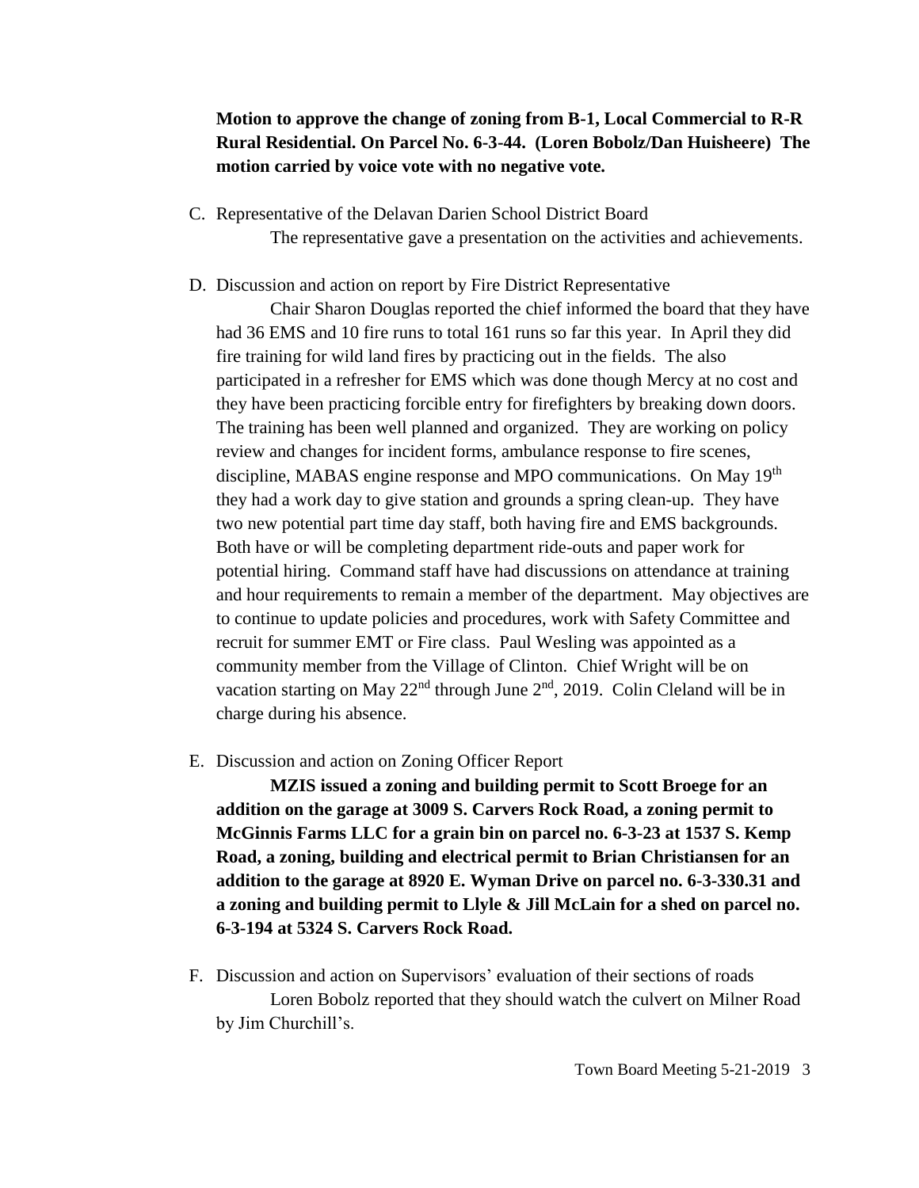**Motion to approve the change of zoning from B-1, Local Commercial to R-R Rural Residential. On Parcel No. 6-3-44. (Loren Bobolz/Dan Huisheere) The motion carried by voice vote with no negative vote.**

C. Representative of the Delavan Darien School District Board

   The representative gave a presentation on the activities and achievements.

D. Discussion and action on report by Fire District Representative

   Chair Sharon Douglas reported the chief informed the board that they have had 36 EMS and 10 fire runs to total 161 runs so far this year. In April they did fire training for wild land fires by practicing out in the fields. The also participated in a refresher for EMS which was done though Mercy at no cost and they have been practicing forcible entry for firefighters by breaking down doors. The training has been well planned and organized. They are working on policy review and changes for incident forms, ambulance response to fire scenes, discipline, MABAS engine response and MPO communications. On May 19th they had a work day to give station and grounds a spring clean-up. They have two new potential part time day staff, both having fire and EMS backgrounds. Both have or will be completing department ride-outs and paper work for potential hiring. Command staff have had discussions on attendance at training and hour requirements to remain a member of the department. May objectives are to continue to update policies and procedures, work with Safety Committee and recruit for summer EMT or Fire class. Paul Wesling was appointed as a community member from the Village of Clinton. Chief Wright will be on vacation starting on May 22nd through June 2nd, 2019. Colin Cleland will be in charge during his absence.

E. Discussion and action on Zoning Officer Report

   **MZIS issued a zoning and building permit to Scott Broege for an addition on the garage at 3009 S. Carvers Rock Road, a zoning permit to McGinnis Farms LLC for a grain bin on parcel no. 6-3-23 at 1537 S. Kemp Road, a zoning, building and electrical permit to Brian Christiansen for an addition to the garage at 8920 E. Wyman Drive on parcel no. 6-3-330.31 and a zoning and building permit to Llyle & Jill McLain for a shed on parcel no. 6-3-194 at 5324 S. Carvers Rock Road.**

F. Discussion and action on Supervisors' evaluation of their sections of roads

   Loren Bobolz reported that they should watch the culvert on Milner Road by Jim Churchill's.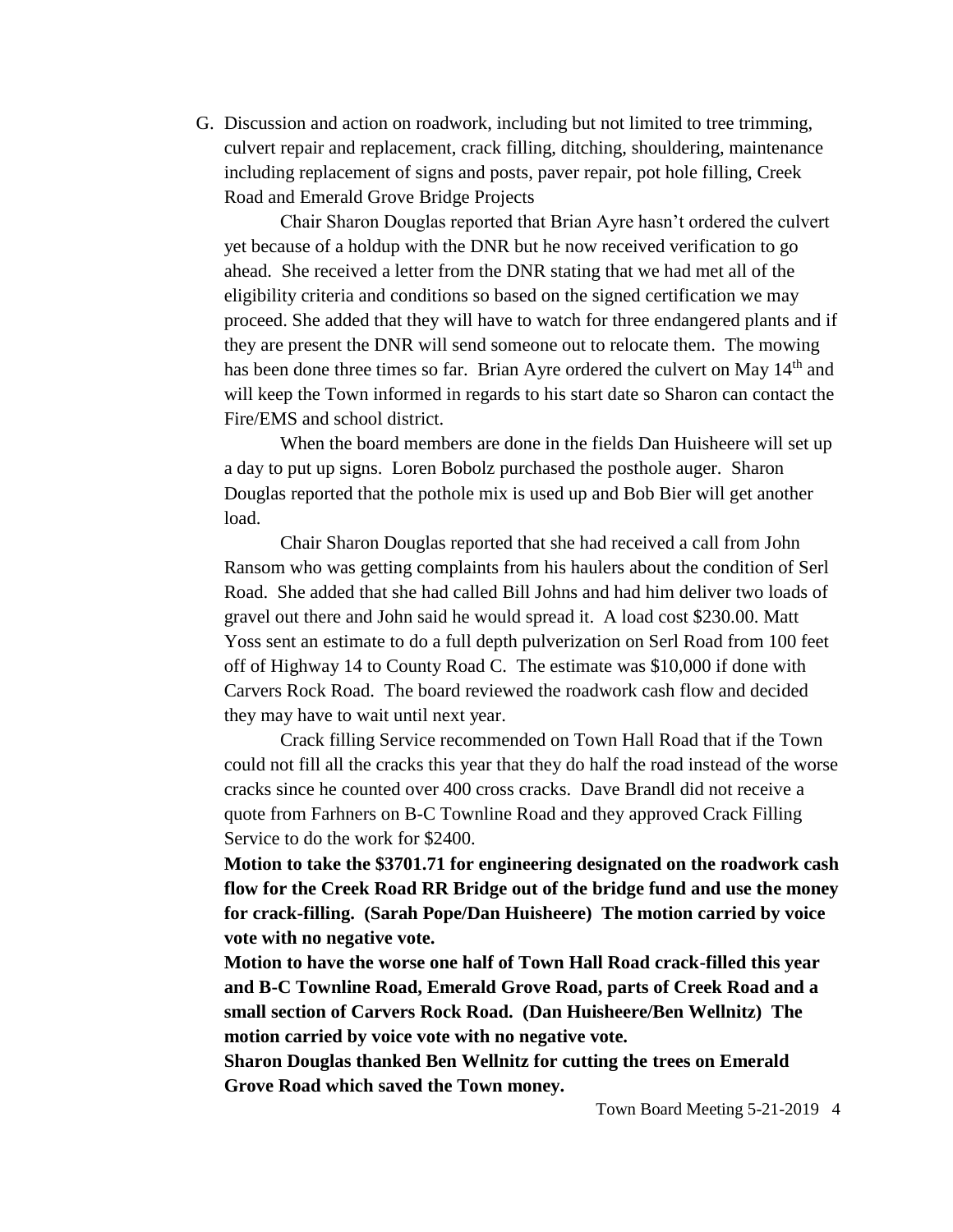G. Discussion and action on roadwork, including but not limited to tree trimming, culvert repair and replacement, crack filling, ditching, shouldering, maintenance including replacement of signs and posts, paver repair, pot hole filling, Creek Road and Emerald Grove Bridge Projects

Chair Sharon Douglas reported that Brian Ayre hasn't ordered the culvert yet because of a holdup with the DNR but he now received verification to go ahead. She received a letter from the DNR stating that we had met all of the eligibility criteria and conditions so based on the signed certification we may proceed. She added that they will have to watch for three endangered plants and if they are present the DNR will send someone out to relocate them. The mowing has been done three times so far. Brian Ayre ordered the culvert on May 14th and will keep the Town informed in regards to his start date so Sharon can contact the Fire/EMS and school district.

When the board members are done in the fields Dan Huisheere will set up a day to put up signs. Loren Bobolz purchased the posthole auger. Sharon Douglas reported that the pothole mix is used up and Bob Bier will get another load.

Chair Sharon Douglas reported that she had received a call from John Ransom who was getting complaints from his haulers about the condition of Serl Road. She added that she had called Bill Johns and had him deliver two loads of gravel out there and John said he would spread it. A load cost $230.00. Matt Yoss sent an estimate to do a full depth pulverization on Serl Road from 100 feet off of Highway 14 to County Road C. The estimate was $10,000 if done with Carvers Rock Road. The board reviewed the roadwork cash flow and decided they may have to wait until next year.

Crack filling Service recommended on Town Hall Road that if the Town could not fill all the cracks this year that they do half the road instead of the worse cracks since he counted over 400 cross cracks. Dave Brandl did not receive a quote from Farhners on B-C Townline Road and they approved Crack Filling Service to do the work for $2400.

**Motion to take the $3701.71 for engineering designated on the roadwork cash flow for the Creek Road RR Bridge out of the bridge fund and use the money for crack-filling. (Sarah Pope/Dan Huisheere) The motion carried by voice vote with no negative vote.**

**Motion to have the worse one half of Town Hall Road crack-filled this year and B-C Townline Road, Emerald Grove Road, parts of Creek Road and a small section of Carvers Rock Road. (Dan Huisheere/Ben Wellnitz) The motion carried by voice vote with no negative vote.**

**Sharon Douglas thanked Ben Wellnitz for cutting the trees on Emerald Grove Road which saved the Town money.**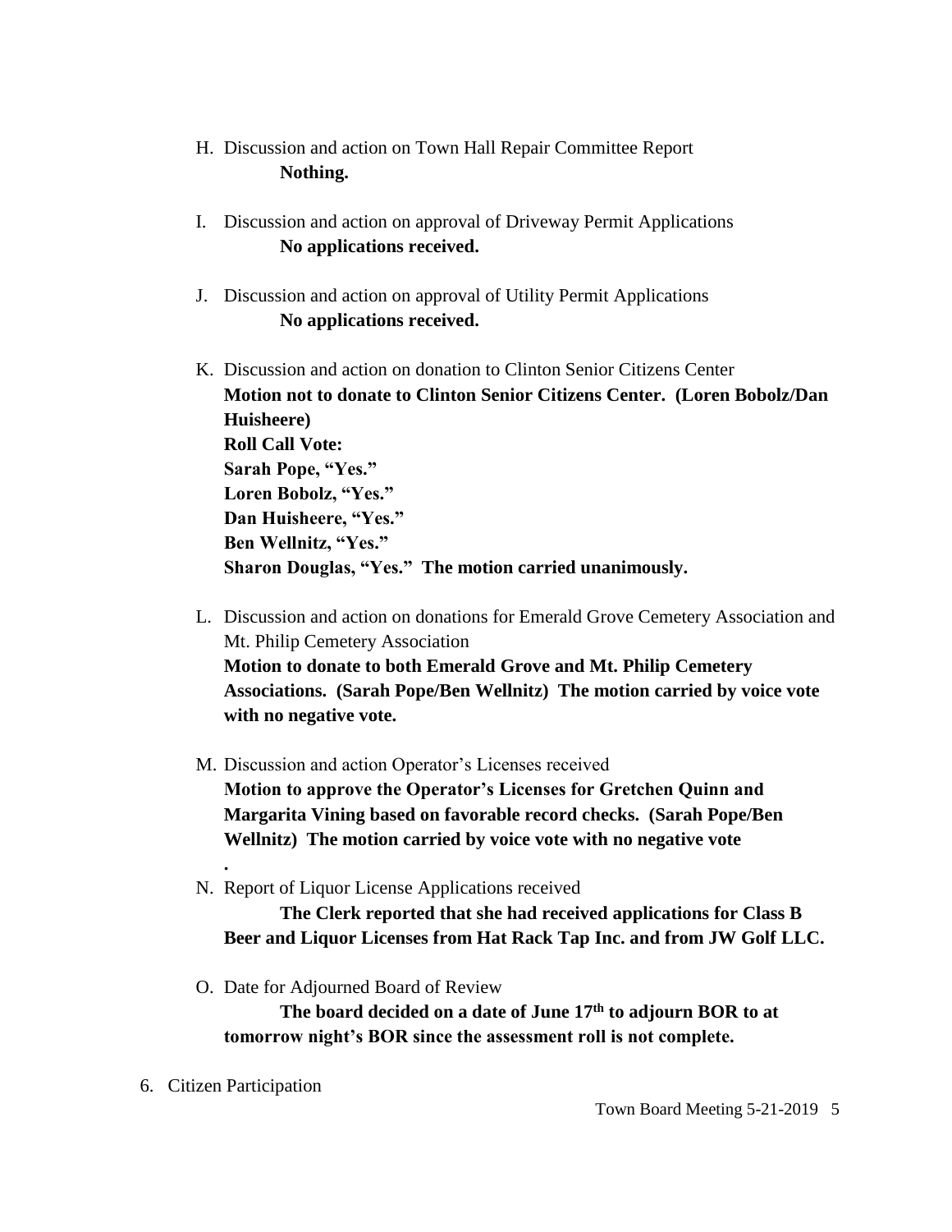H. Discussion and action on Town Hall Repair Committee Report
   **Nothing.**

I. Discussion and action on approval of Driveway Permit Applications
   **No applications received.**

J. Discussion and action on approval of Utility Permit Applications
   **No applications received.**

K. Discussion and action on donation to Clinton Senior Citizens Center
   **Motion not to donate to Clinton Senior Citizens Center. (Loren Bobolz/Dan Huisheere)**
   **Roll Call Vote:**
   **Sarah Pope, "Yes."**
   **Loren Bobolz, "Yes."**
   **Dan Huisheere, "Yes."**
   **Ben Wellnitz, "Yes."**
   **Sharon Douglas, "Yes." The motion carried unanimously.**

L. Discussion and action on donations for Emerald Grove Cemetery Association and Mt. Philip Cemetery Association
   **Motion to donate to both Emerald Grove and Mt. Philip Cemetery Associations. (Sarah Pope/Ben Wellnitz) The motion carried by voice vote with no negative vote.**

M. Discussion and action Operator's Licenses received
   **Motion to approve the Operator's Licenses for Gretchen Quinn and Margarita Vining based on favorable record checks. (Sarah Pope/Ben Wellnitz) The motion carried by voice vote with no negative vote**
   **.**

N. Report of Liquor License Applications received
   **The Clerk reported that she had received applications for Class B Beer and Liquor Licenses from Hat Rack Tap Inc. and from JW Golf LLC.**

O. Date for Adjourned Board of Review
   **The board decided on a date of June 17th to adjourn BOR to at tomorrow night's BOR since the assessment roll is not complete.**

6. Citizen Participation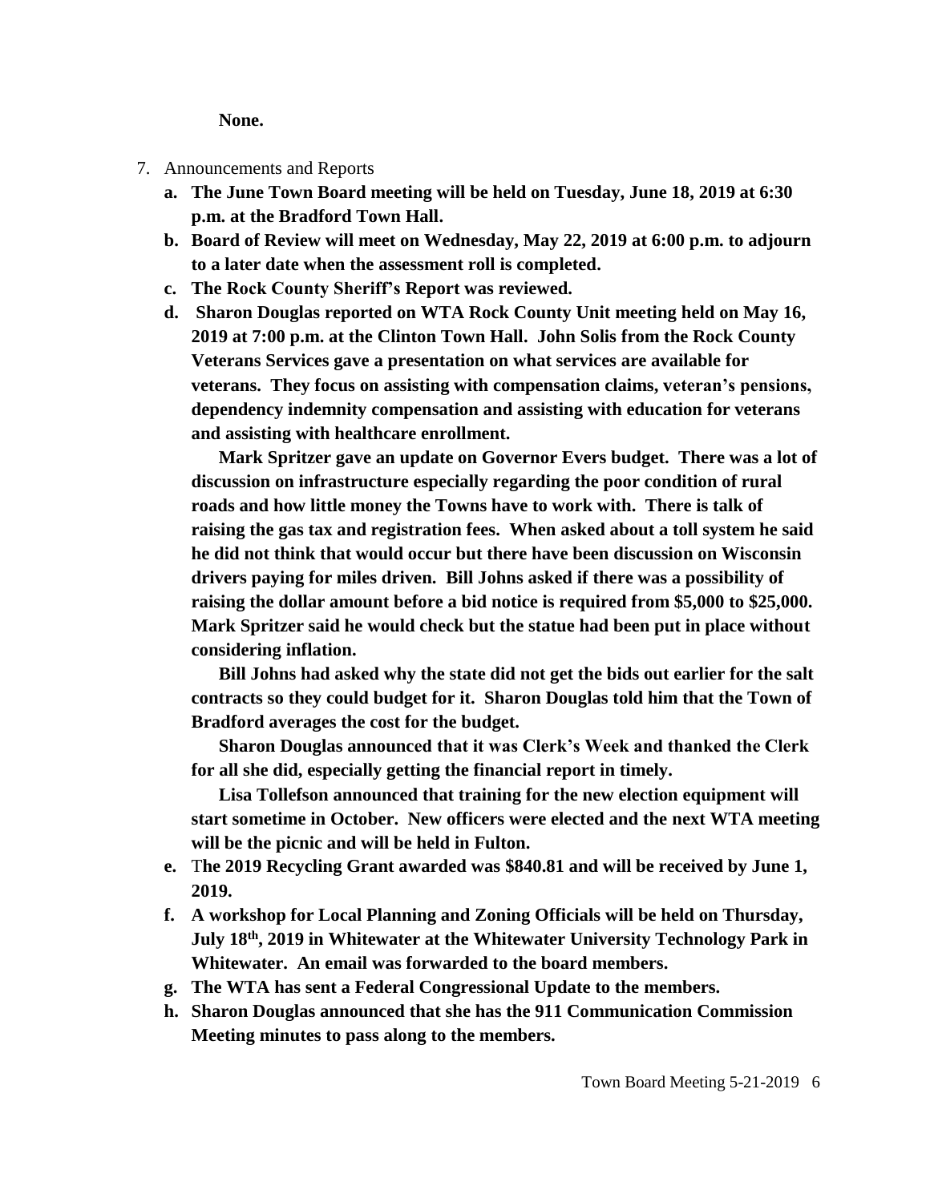**None.**

7. Announcements and Reports
   a. **The June Town Board meeting will be held on Tuesday, June 18, 2019 at 6:30 p.m. at the Bradford Town Hall.**
   b. **Board of Review will meet on Wednesday, May 22, 2019 at 6:00 p.m. to adjourn to a later date when the assessment roll is completed.**
   c. **The Rock County Sheriff's Report was reviewed.**
   d. **Sharon Douglas reported on WTA Rock County Unit meeting held on May 16, 2019 at 7:00 p.m. at the Clinton Town Hall. John Solis from the Rock County Veterans Services gave a presentation on what services are available for veterans. They focus on assisting with compensation claims, veteran's pensions, dependency indemnity compensation and assisting with education for veterans and assisting with healthcare enrollment.**

      **Mark Spritzer gave an update on Governor Evers budget. There was a lot of discussion on infrastructure especially regarding the poor condition of rural roads and how little money the Towns have to work with. There is talk of raising the gas tax and registration fees. When asked about a toll system he said he did not think that would occur but there have been discussion on Wisconsin drivers paying for miles driven. Bill Johns asked if there was a possibility of raising the dollar amount before a bid notice is required from $5,000 to $25,000. Mark Spritzer said he would check but the statue had been put in place without considering inflation.**

      **Bill Johns had asked why the state did not get the bids out earlier for the salt contracts so they could budget for it. Sharon Douglas told him that the Town of Bradford averages the cost for the budget.**

      **Sharon Douglas announced that it was Clerk's Week and thanked the Clerk for all she did, especially getting the financial report in timely.**

      **Lisa Tollefson announced that training for the new election equipment will start sometime in October. New officers were elected and the next WTA meeting will be the picnic and will be held in Fulton.**
   e. **The 2019 Recycling Grant awarded was $840.81 and will be received by June 1, 2019.**
   f. **A workshop for Local Planning and Zoning Officials will be held on Thursday, July 18th, 2019 in Whitewater at the Whitewater University Technology Park in Whitewater. An email was forwarded to the board members.**
   g. **The WTA has sent a Federal Congressional Update to the members.**
   h. **Sharon Douglas announced that she has the 911 Communication Commission Meeting minutes to pass along to the members.**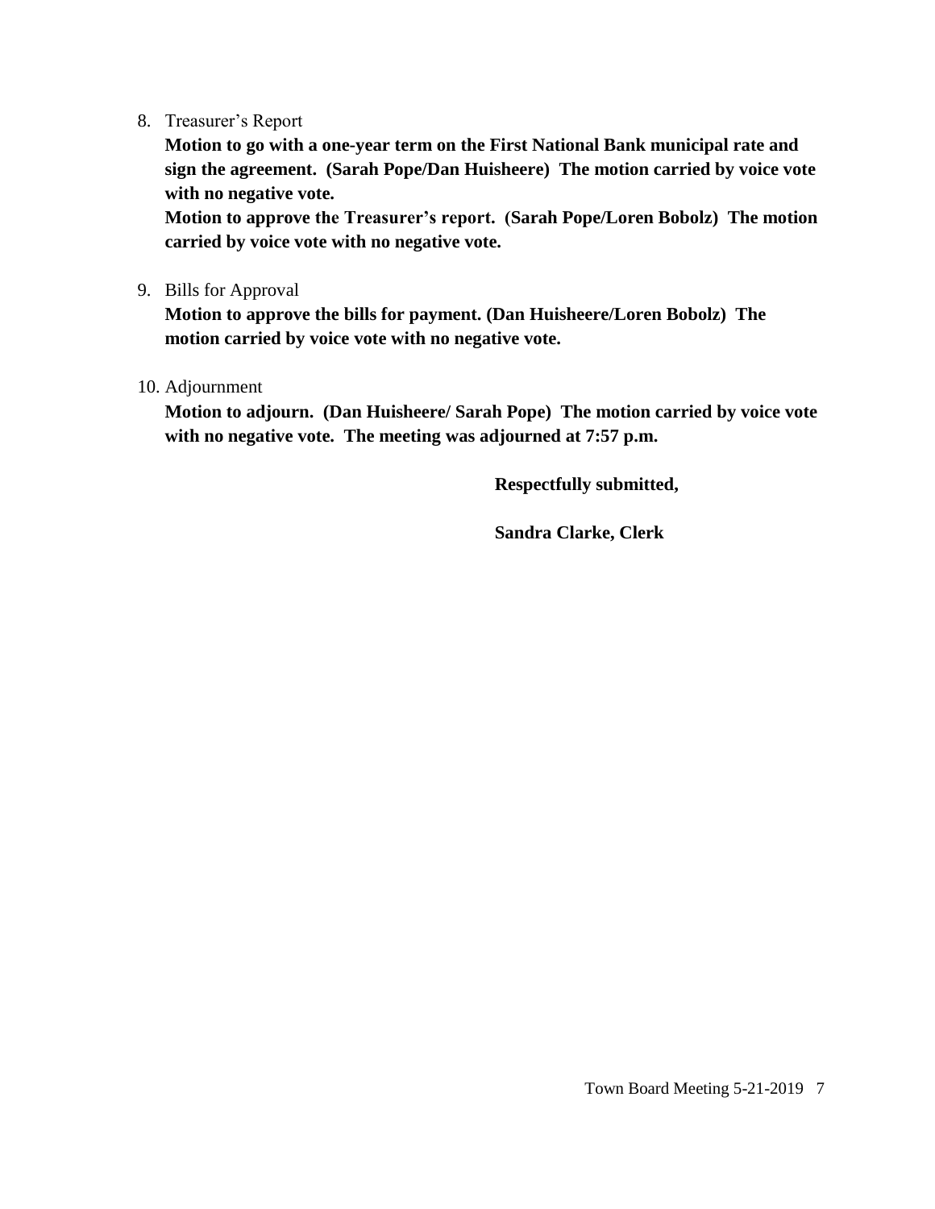8. Treasurer's Report

   **Motion to go with a one-year term on the First National Bank municipal rate and sign the agreement. (Sarah Pope/Dan Huisheere) The motion carried by voice vote with no negative vote.**

   **Motion to approve the Treasurer's report. (Sarah Pope/Loren Bobolz) The motion carried by voice vote with no negative vote.**

9. Bills for Approval

   **Motion to approve the bills for payment. (Dan Huisheere/Loren Bobolz) The motion carried by voice vote with no negative vote.**

10. Adjournment

    **Motion to adjourn. (Dan Huisheere/ Sarah Pope) The motion carried by voice vote with no negative vote. The meeting was adjourned at 7:57 p.m.**

**Respectfully submitted,**

**Sandra Clarke, Clerk**